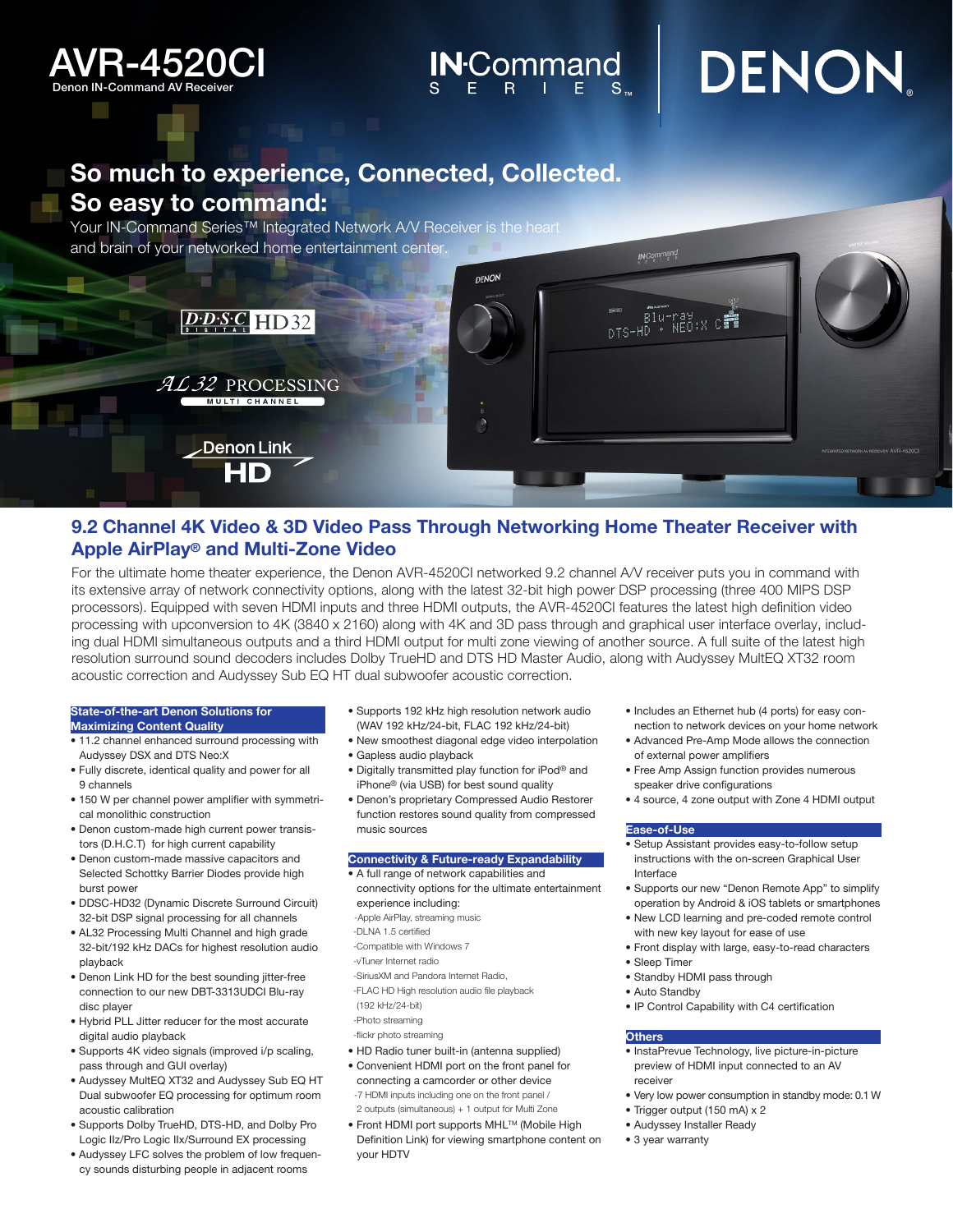# AVR-4520CI

Denon IN-Command AV Receiver

IN-Command SERIES™

DENON

## So much to experience, Connected, Collected. So easy to command:

Your IN-Command Series™ Integrated Network A/V Receiver is the heart and brain of your networked home entertainment center.

D·D·S·C DIGITAL HD32

AL32 PROCESSING MULTI CHANNEL

Denon Link HD

## 9.2 Channel 4K Video & 3D Video Pass Through Networking Home Theater Receiver with Apple AirPlay® and Multi-Zone Video

For the ultimate home theater experience, the Denon AVR-4520CI networked 9.2 channel A/V receiver puts you in command with its extensive array of network connectivity options, along with the latest 32-bit high power DSP processing (three 400 MIPS DSP processors). Equipped with seven HDMI inputs and three HDMI outputs, the AVR-4520CI features the latest high definition video processing with upconversion to 4K (3840 x 2160) along with 4K and 3D pass through and graphical user interface overlay, including dual HDMI simultaneous outputs and a third HDMI output for multi zone viewing of another source. A full suite of the latest high resolution surround sound decoders includes Dolby TrueHD and DTS HD Master Audio, along with Audyssey MultEQ XT32 room acoustic correction and Audyssey Sub EQ HT dual subwoofer acoustic correction.

### State-of-the-art Denon Solutions for Maximizing Content Quality

- 11.2 channel enhanced surround processing with Audyssey DSX and DTS Neo:X
- Fully discrete, identical quality and power for all 9 channels
- 150 W per channel power amplifier with symmetrical monolithic construction
- Denon custom-made high current power transistors (D.H.C.T) for high current capability
- Denon custom-made massive capacitors and Selected Schottky Barrier Diodes provide high burst power
- DDSC-HD32 (Dynamic Discrete Surround Circuit) 32-bit DSP signal processing for all channels
- AL32 Processing Multi Channel and high grade 32-bit/192 kHz DACs for highest resolution audio playback
- Denon Link HD for the best sounding jitter-free connection to our new DBT-3313UDCI Blu-ray disc player
- Hybrid PLL Jitter reducer for the most accurate digital audio playback
- Supports 4K video signals (improved i/p scaling, pass through and GUI overlay)
- Audyssey MultEQ XT32 and Audyssey Sub EQ HT Dual subwoofer EQ processing for optimum room acoustic calibration
- Supports Dolby TrueHD, DTS-HD, and Dolby Pro Logic IIz/Pro Logic IIx/Surround EX processing
- Audyssey LFC solves the problem of low frequency sounds disturbing people in adjacent rooms
- Supports 192 kHz high resolution network audio (WAV 192 kHz/24-bit, FLAC 192 kHz/24-bit)
- New smoothest diagonal edge video interpolation
- Gapless audio playback
- Digitally transmitted play function for iPod® and iPhone® (via USB) for best sound quality
- Denon's proprietary Compressed Audio Restorer function restores sound quality from compressed music sources

### Connectivity & Future-ready Expandability

- A full range of network capabilities and connectivity options for the ultimate entertainment experience including:
  - -Apple AirPlay, streaming music
  - -DLNA 1.5 certified
  - -Compatible with Windows 7
  - -vTuner Internet radio
  - -SiriusXM and Pandora Internet Radio,
  - -FLAC HD High resolution audio file playback (192 kHz/24-bit)
  - -Photo streaming
  - -flickr photo streaming
- HD Radio tuner built-in (antenna supplied)
- Convenient HDMI port on the front panel for connecting a camcorder or other device
  - -7 HDMI inputs including one on the front panel / 2 outputs (simultaneous) + 1 output for Multi Zone
- Front HDMI port supports MHL™ (Mobile High Definition Link) for viewing smartphone content on your HDTV
- Includes an Ethernet hub (4 ports) for easy connection to network devices on your home network
- Advanced Pre-Amp Mode allows the connection of external power amplifiers
- Free Amp Assign function provides numerous speaker drive configurations
- 4 source, 4 zone output with Zone 4 HDMI output

### Ease-of-Use

- Setup Assistant provides easy-to-follow setup instructions with the on-screen Graphical User Interface
- Supports our new "Denon Remote App" to simplify operation by Android & iOS tablets or smartphones
- New LCD learning and pre-coded remote control with new key layout for ease of use
- Front display with large, easy-to-read characters
- Sleep Timer
- Standby HDMI pass through
- Auto Standby
- IP Control Capability with C4 certification

### Others

- InstaPrevue Technology, live picture-in-picture preview of HDMI input connected to an AV receiver
- Very low power consumption in standby mode: 0.1 W
- Trigger output (150 mA) x 2
- Audyssey Installer Ready
- 3 year warranty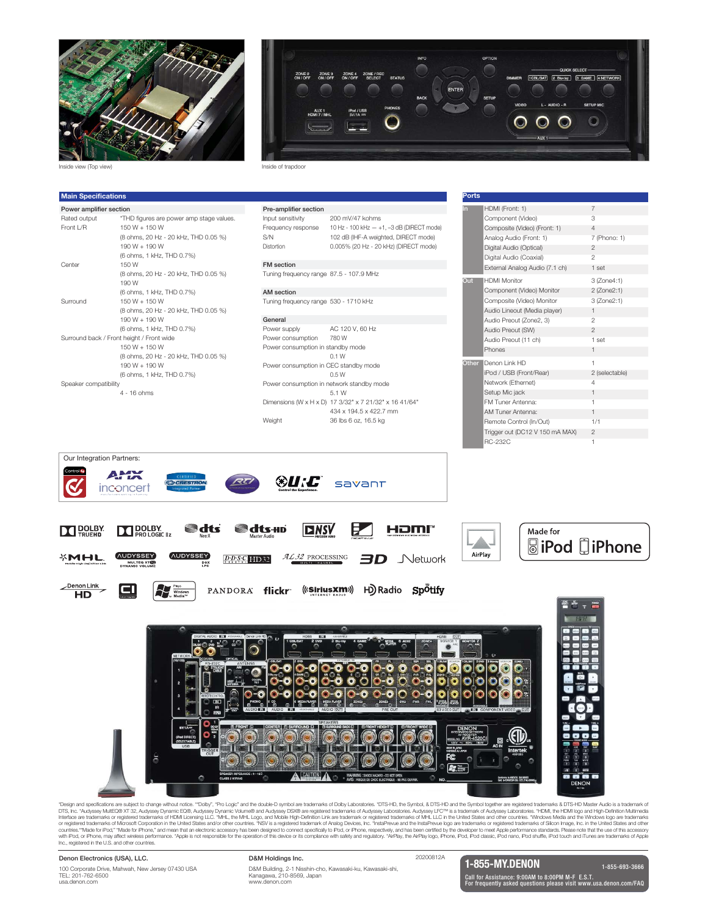Inside view (Top view)

Inside of trapdoor

## Main Specifications

### Power amplifier section

| | |
|---|---|
| Rated output | *THD figures are power amp stage values. |
| Front L/R | 150 W + 150 W |
| | (8 ohms, 20 Hz - 20 kHz, THD 0.05 %) |
| | 190 W + 190 W |
| | (6 ohms, 1 kHz, THD 0.7%) |
| Center | 150 W |
| | (8 ohms, 20 Hz - 20 kHz, THD 0.05 %) |
| | 190 W |
| | (6 ohms, 1 kHz, THD 0.7%) |
| Surround | 150 W + 150 W |
| | (8 ohms, 20 Hz - 20 kHz, THD 0.05 %) |
| | 190 W + 190 W |
| | (6 ohms, 1 kHz, THD 0.7%) |
| Surround back / Front height / Front wide | |
| | 150 W + 150 W |
| | (8 ohms, 20 Hz - 20 kHz, THD 0.05 %) |
| | 190 W + 190 W |
| | (6 ohms, 1 kHz, THD 0.7%) |
| Speaker compatibility | |
| | 4 - 16 ohms |

### Pre-amplifier section

| | |
|---|---|
| Input sensitivity | 200 mV/47 kohms |
| Frequency response | 10 Hz - 100 kHz — +1, -3 dB (DIRECT mode) |
| S/N | 102 dB (IHF-A weighted, DIRECT mode) |
| Distortion | 0.005% (20 Hz - 20 kHz) (DIRECT mode) |

### FM section

| | |
|---|---|
| Tuning frequency range | 87.5 - 107.9 MHz |

### AM section

| | |
|---|---|
| Tuning frequency range | 530 - 1710 kHz |

### General

| | |
|---|---|
| Power supply | AC 120 V, 60 Hz |
| Power consumption | 780 W |
| Power consumption in standby mode | 0.1 W |
| Power consumption in CEC standby mode | 0.5 W |
| Power consumption in network standby mode | 5.1 W |
| Dimensions (W x H x D) | 17 3/32" x 7 21/32" x 16 41/64" |
| | 434 x 194.5 x 422.7 mm |
| Weight | 36 lbs 6 oz, 16.5 kg |

## Ports

| | | |
|---|---|---|
| In | HDMI (Front: 1) | 7 |
| | Component (Video) | 3 |
| | Composite (Video) (Front: 1) | 4 |
| | Analog Audio (Front: 1) | 7 (Phono: 1) |
| | Digital Audio (Optical) | 2 |
| | Digital Audio (Coaxial) | 2 |
| | External Analog Audio (7.1 ch) | 1 set |
| Out | HDMI Monitor | 3 (Zone4:1) |
| | Component (Video) Monitor | 2 (Zone2:1) |
| | Composite (Video) Monitor | 3 (Zone2:1) |
| | Audio Lineout (Media player) | 1 |
| | Audio Preout (Zone2, 3) | 2 |
| | Audio Preout (SW) | 2 |
| | Audio Preout (11 ch) | 1 set |
| | Phones | 1 |
| Other | Denon Link HD | 1 |
| | iPod / USB (Front/Rear) | 2 (selectable) |
| | Network (Ethernet) | 4 |
| | Setup Mic jack | 1 |
| | FM Tuner Antenna: | 1 |
| | AM Tuner Antenna: | 1 |
| | Remote Control (In/Out) | 1/1 |
| | Trigger out (DC12 V 150 mA MAX) | 2 |
| | RC-232C | 1 |

Our Integration Partners:

*Design and specifications are subject to change without notice. ™Dolby", "Pro Logic" and the double-D symbol are trademarks of Dolby Laboratories. "DTS-HD, the Symbol, & DTS-HD and the Symbol together are registered trademarks & DTS-HD Master Audio is a trademark of DTS, Inc. "Audyssey MultEQ® XT 32, Audyssey Dynamic EQ®, Audyssey Dynamic Volume® and Audyssey DSX® are registered trademarks of Audyssey Laboratories. Audyssey LFC™ is a trademark of Audyssey Laboratories. "HDMI, the HDMI logo and High-Definition Multimedia Interface are trademarks or registered trademarks of HDMI Licensing LLC. "MHL, the MHL Logo, and Mobile High-Definition Link are trademark or registered trademarks of MHL LLC in the United States and other countries. "Windows Media and the Windows logo are trademarks or registered trademarks of Microsoft Corporation in the United States and/or other countries. "NSV is a registered trademark of Analog Devices, Inc. "InstaPrevue and the InstaPrevue logo are trademarks or registered trademarks of Silicon Image, Inc. in the United States and other countries. "Made for iPod," "Made for iPhone," and mean that an electronic accessory has been designed to connect specifically to iPod, or iPhone, respectively, and has been certified by the developer to meet Apple performance standards. Please note that the use of this accessory with iPod, or iPhone, may affect wireless performance. "Apple is not responsible for the operation of this device or its compliance with safety and regulatory. "AirPlay, the AirPlay logo, iPhone, iPod, iPod classic, iPod nano, iPod shuffle, iPod touch and iTunes are trademarks of Apple Inc., registered in the U.S. and other countries.

**Denon Electronics (USA), LLC.**
100 Corporate Drive, Mahwah, New Jersey 07430 USA
TEL: 201-762-6500
usa.denon.com

**D&M Holdings Inc.**
D&M Building, 2-1 Nisshin-cho, Kawasaki-ku, Kawasaki-shi, Kanagawa, 210-8569, Japan
www.denon.com

20200812A

**1-855-MY.DENON** 1-855-693-3666
Call for Assistance: 9:00AM to 8:00PM M-F E.S.T.
For frequently asked questions please visit www.usa.denon.com/FAQ